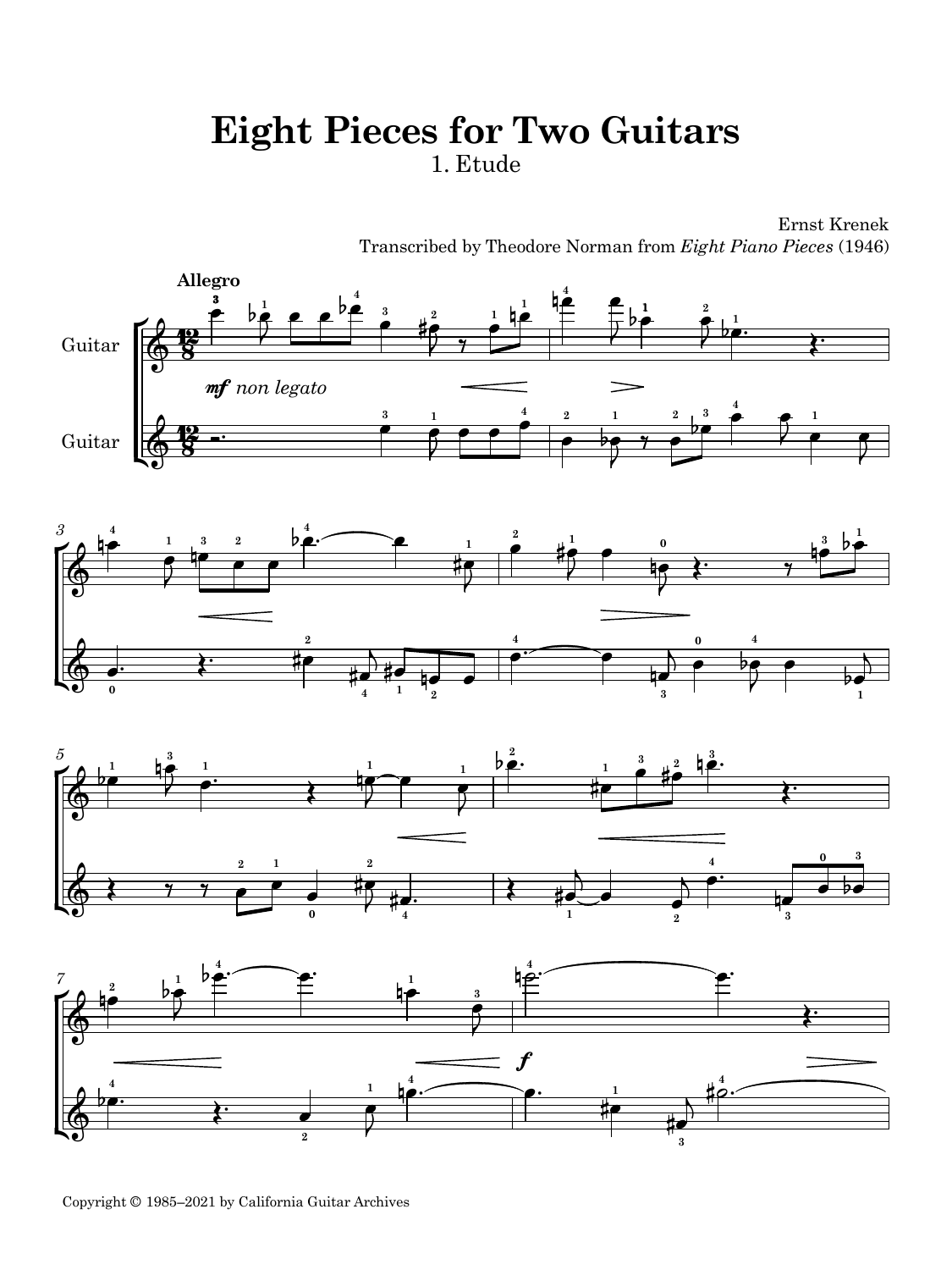# Eight Pieces for Two Guitars

1. Etude

Ernst Krenek

Transcribed by Theodore Norman from *Eight Piano Pieces* (1946)

**Allegro**

Guitar

Guitar

*mf non legato*

*f*

Copyright © 1985–2021 by California Guitar Archives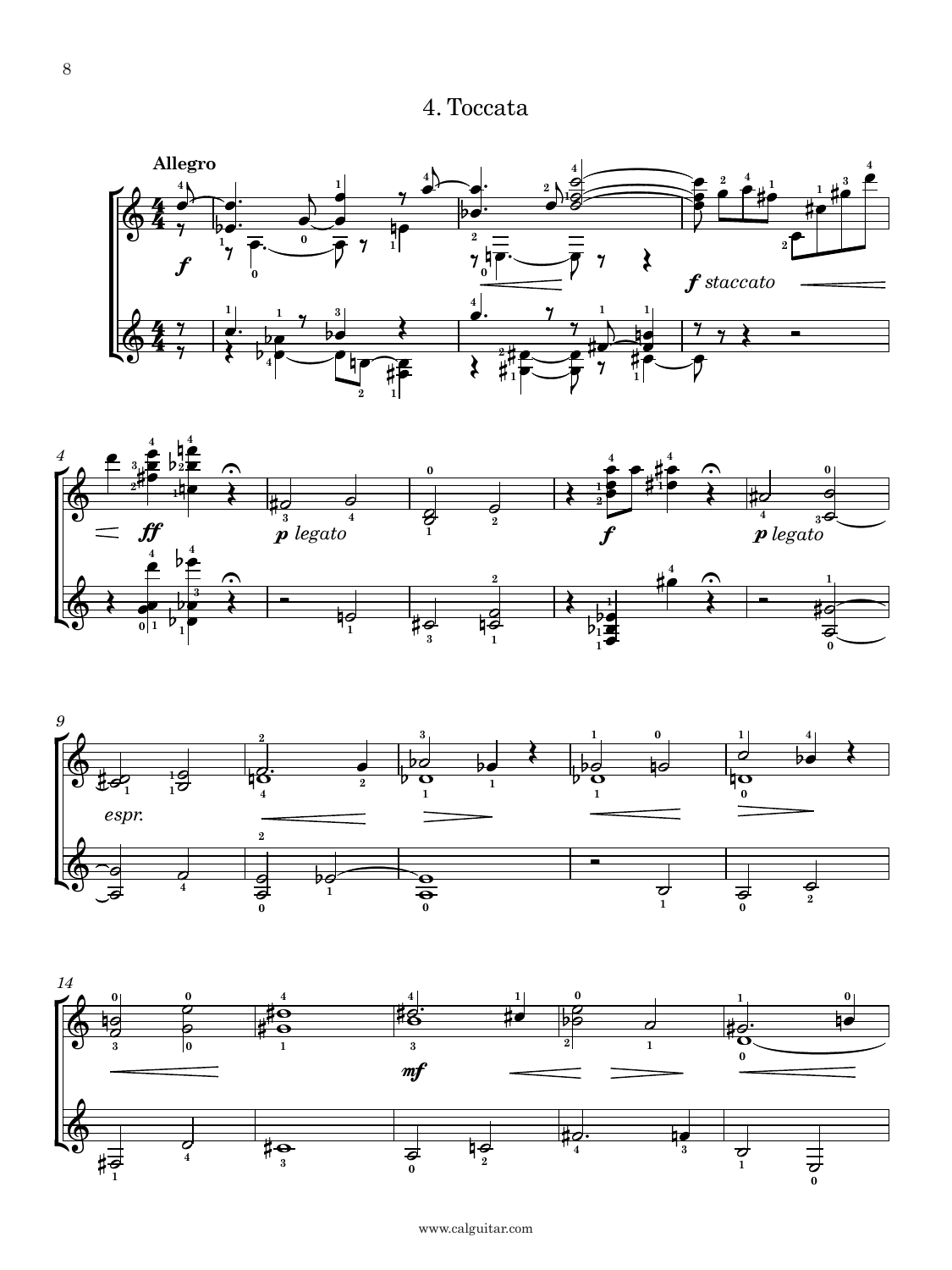# 4. Toccata